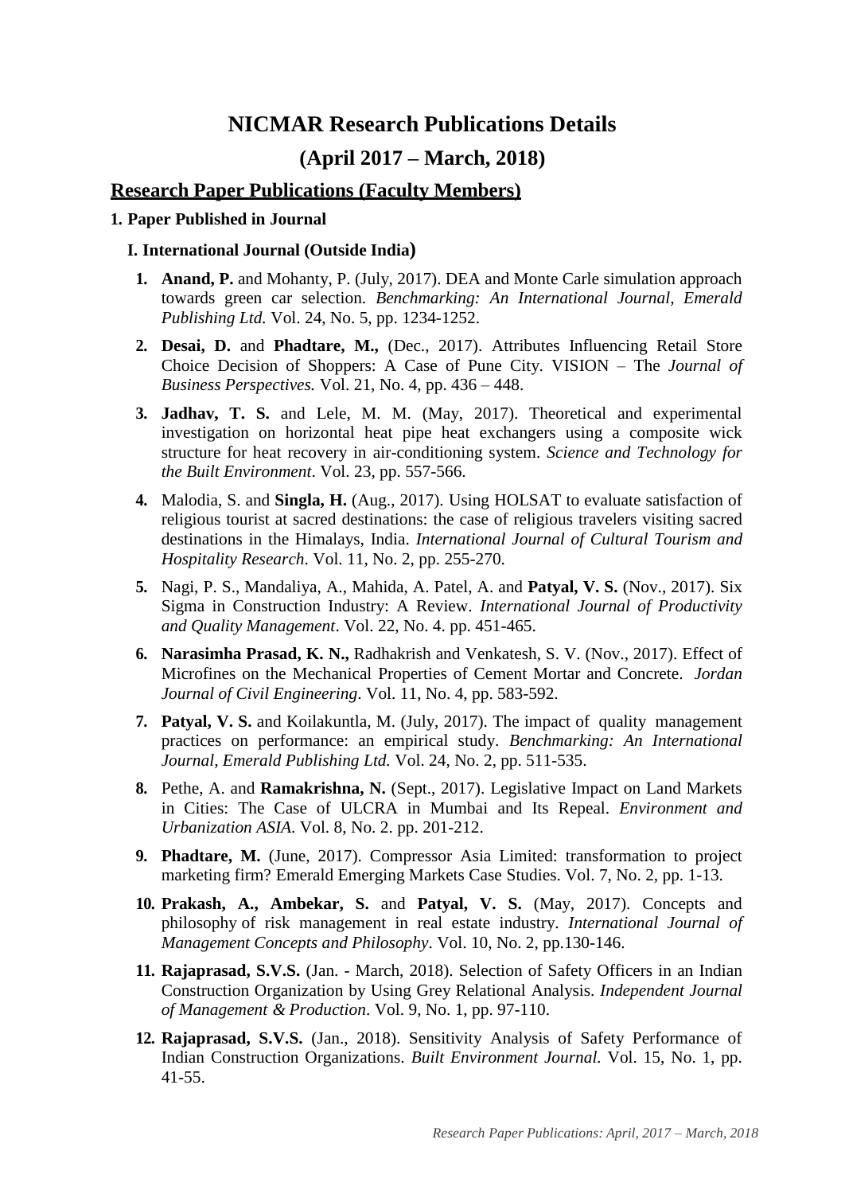# NICMAR Research Publications Details

## (April 2017 – March, 2018)

## Research Paper Publications (Faculty Members)

### 1. Paper Published in Journal

#### I. International Journal (Outside India)

1. **Anand, P.** and Mohanty, P. (July, 2017). DEA and Monte Carle simulation approach towards green car selection. *Benchmarking: An International Journal, Emerald Publishing Ltd.* Vol. 24, No. 5, pp. 1234-1252.
2. **Desai, D.** and **Phadtare, M.,** (Dec., 2017). Attributes Influencing Retail Store Choice Decision of Shoppers: A Case of Pune City. VISION – The *Journal of Business Perspectives.* Vol. 21, No. 4, pp. 436 – 448.
3. **Jadhav, T. S.** and Lele, M. M. (May, 2017). Theoretical and experimental investigation on horizontal heat pipe heat exchangers using a composite wick structure for heat recovery in air-conditioning system. *Science and Technology for the Built Environment*. Vol. 23, pp. 557-566.
4. Malodia, S. and **Singla, H.** (Aug., 2017). Using HOLSAT to evaluate satisfaction of religious tourist at sacred destinations: the case of religious travelers visiting sacred destinations in the Himalays, India. *International Journal of Cultural Tourism and Hospitality Research*. Vol. 11, No. 2, pp. 255-270.
5. Nagi, P. S., Mandaliya, A., Mahida, A. Patel, A. and **Patyal, V. S.** (Nov., 2017). Six Sigma in Construction Industry: A Review. *International Journal of Productivity and Quality Management*. Vol. 22, No. 4. pp. 451-465.
6. **Narasimha Prasad, K. N.,** Radhakrish and Venkatesh, S. V. (Nov., 2017). Effect of Microfines on the Mechanical Properties of Cement Mortar and Concrete. *Jordan Journal of Civil Engineering*. Vol. 11, No. 4, pp. 583-592.
7. **Patyal, V. S.** and Koilakuntla, M. (July, 2017). The impact of quality management practices on performance: an empirical study. *Benchmarking: An International Journal, Emerald Publishing Ltd.* Vol. 24, No. 2, pp. 511-535.
8. Pethe, A. and **Ramakrishna, N.** (Sept., 2017). Legislative Impact on Land Markets in Cities: The Case of ULCRA in Mumbai and Its Repeal. *Environment and Urbanization ASIA.* Vol. 8, No. 2. pp. 201-212.
9. **Phadtare, M.** (June, 2017). Compressor Asia Limited: transformation to project marketing firm? Emerald Emerging Markets Case Studies. Vol. 7, No. 2, pp. 1-13.
10. **Prakash, A., Ambekar, S.** and **Patyal, V. S.** (May, 2017). Concepts and philosophy of risk management in real estate industry. *International Journal of Management Concepts and Philosophy*. Vol. 10, No. 2, pp.130-146.
11. **Rajaprasad, S.V.S.** (Jan. - March, 2018). Selection of Safety Officers in an Indian Construction Organization by Using Grey Relational Analysis. *Independent Journal of Management & Production*. Vol. 9, No. 1, pp. 97-110.
12. **Rajaprasad, S.V.S.** (Jan., 2018). Sensitivity Analysis of Safety Performance of Indian Construction Organizations. *Built Environment Journal.* Vol. 15, No. 1, pp. 41-55.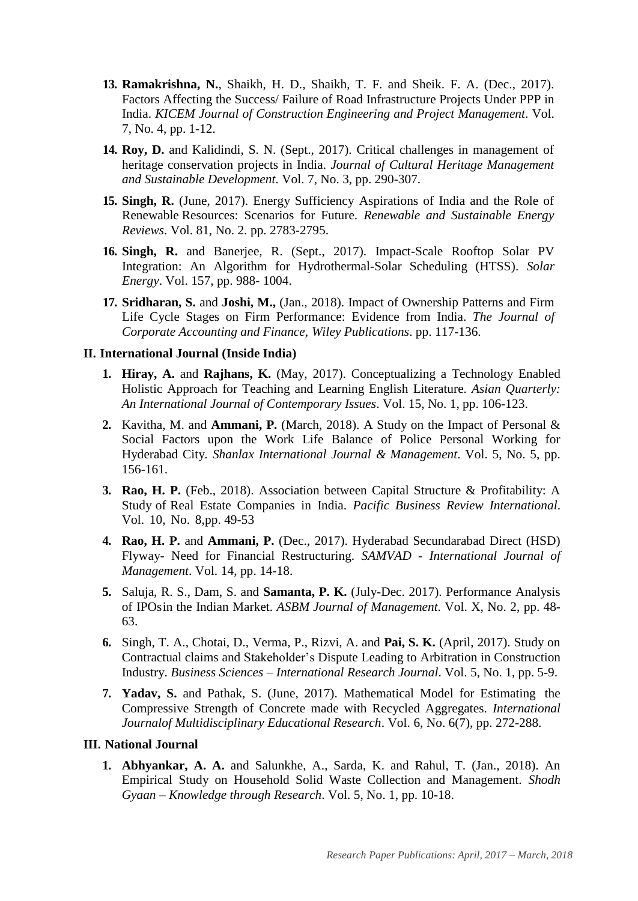13. **Ramakrishna, N.**, Shaikh, H. D., Shaikh, T. F. and Sheik. F. A. (Dec., 2017). Factors Affecting the Success/ Failure of Road Infrastructure Projects Under PPP in India. *KICEM Journal of Construction Engineering and Project Management*. Vol. 7, No. 4, pp. 1-12.

14. **Roy, D.** and Kalidindi, S. N. (Sept., 2017). Critical challenges in management of heritage conservation projects in India. *Journal of Cultural Heritage Management and Sustainable Development*. Vol. 7, No. 3, pp. 290-307.

15. **Singh, R.** (June, 2017). Energy Sufficiency Aspirations of India and the Role of Renewable Resources: Scenarios for Future. *Renewable and Sustainable Energy Reviews*. Vol. 81, No. 2. pp. 2783-2795.

16. **Singh, R.** and Banerjee, R. (Sept., 2017). Impact-Scale Rooftop Solar PV Integration: An Algorithm for Hydrothermal-Solar Scheduling (HTSS). *Solar Energy*. Vol. 157, pp. 988- 1004.

17. **Sridharan, S.** and **Joshi, M.,** (Jan., 2018). Impact of Ownership Patterns and Firm Life Cycle Stages on Firm Performance: Evidence from India. *The Journal of Corporate Accounting and Finance, Wiley Publications*. pp. 117-136.

## II. International Journal (Inside India)

1. **Hiray, A.** and **Rajhans, K.** (May, 2017). Conceptualizing a Technology Enabled Holistic Approach for Teaching and Learning English Literature. *Asian Quarterly: An International Journal of Contemporary Issues*. Vol. 15, No. 1, pp. 106-123.

2. Kavitha, M. and **Ammani, P.** (March, 2018). A Study on the Impact of Personal & Social Factors upon the Work Life Balance of Police Personal Working for Hyderabad City. *Shanlax International Journal & Management*. Vol. 5, No. 5, pp. 156-161.

3. **Rao, H. P.** (Feb., 2018). Association between Capital Structure & Profitability: A Study of Real Estate Companies in India. *Pacific Business Review International*. Vol. 10, No. 8,pp. 49-53

4. **Rao, H. P.** and **Ammani, P.** (Dec., 2017). Hyderabad Secundarabad Direct (HSD) Flyway- Need for Financial Restructuring. *SAMVAD - International Journal of Management*. Vol. 14, pp. 14-18.

5. Saluja, R. S., Dam, S. and **Samanta, P. K.** (July-Dec. 2017). Performance Analysis of IPOsin the Indian Market. *ASBM Journal of Management*. Vol. X, No. 2, pp. 48-63.

6. Singh, T. A., Chotai, D., Verma, P., Rizvi, A. and **Pai, S. K.** (April, 2017). Study on Contractual claims and Stakeholder's Dispute Leading to Arbitration in Construction Industry. *Business Sciences – International Research Journal*. Vol. 5, No. 1, pp. 5-9.

7. **Yadav, S.** and Pathak, S. (June, 2017). Mathematical Model for Estimating the Compressive Strength of Concrete made with Recycled Aggregates. *International Journalof Multidisciplinary Educational Research*. Vol. 6, No. 6(7), pp. 272-288.

## III. National Journal

1. **Abhyankar, A. A.** and Salunkhe, A., Sarda, K. and Rahul, T. (Jan., 2018). An Empirical Study on Household Solid Waste Collection and Management. *Shodh Gyaan – Knowledge through Research*. Vol. 5, No. 1, pp. 10-18.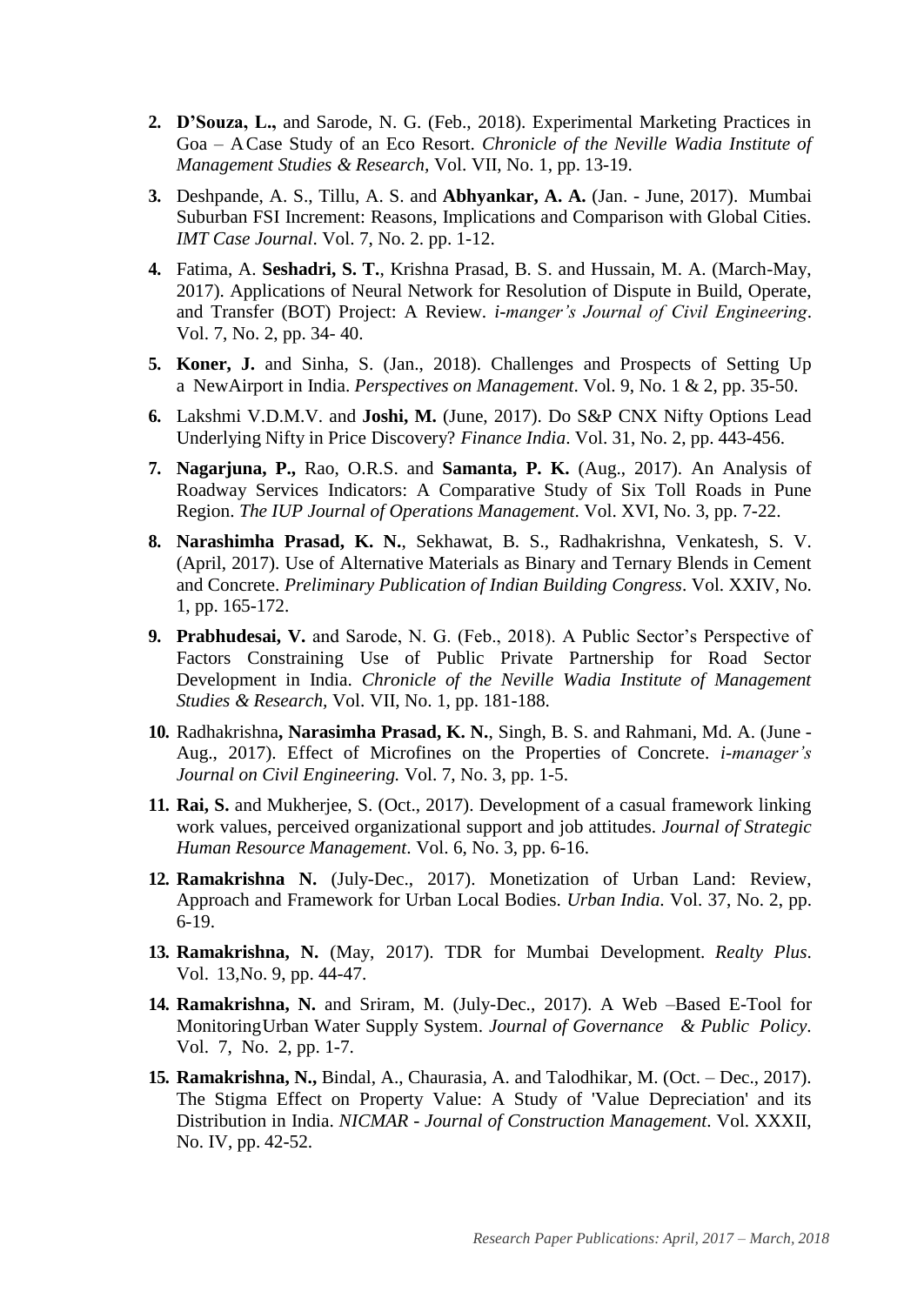2. **D'Souza, L.,** and Sarode, N. G. (Feb., 2018). Experimental Marketing Practices in Goa – A Case Study of an Eco Resort. *Chronicle of the Neville Wadia Institute of Management Studies & Research,* Vol. VII, No. 1, pp. 13-19.

3. Deshpande, A. S., Tillu, A. S. and **Abhyankar, A. A.** (Jan. - June, 2017). Mumbai Suburban FSI Increment: Reasons, Implications and Comparison with Global Cities. *IMT Case Journal*. Vol. 7, No. 2. pp. 1-12.

4. Fatima, A. **Seshadri, S. T.**, Krishna Prasad, B. S. and Hussain, M. A. (March-May, 2017). Applications of Neural Network for Resolution of Dispute in Build, Operate, and Transfer (BOT) Project: A Review. *i-manger's Journal of Civil Engineering*. Vol. 7, No. 2, pp. 34- 40.

5. **Koner, J.** and Sinha, S. (Jan., 2018). Challenges and Prospects of Setting Up a NewAirport in India. *Perspectives on Management*. Vol. 9, No. 1 & 2, pp. 35-50.

6. Lakshmi V.D.M.V. and **Joshi, M.** (June, 2017). Do S&P CNX Nifty Options Lead Underlying Nifty in Price Discovery? *Finance India*. Vol. 31, No. 2, pp. 443-456.

7. **Nagarjuna, P.,** Rao, O.R.S. and **Samanta, P. K.** (Aug., 2017). An Analysis of Roadway Services Indicators: A Comparative Study of Six Toll Roads in Pune Region. *The IUP Journal of Operations Management*. Vol. XVI, No. 3, pp. 7-22.

8. **Narashimha Prasad, K. N.**, Sekhawat, B. S., Radhakrishna, Venkatesh, S. V. (April, 2017). Use of Alternative Materials as Binary and Ternary Blends in Cement and Concrete. *Preliminary Publication of Indian Building Congress*. Vol. XXIV, No. 1, pp. 165-172.

9. **Prabhudesai, V.** and Sarode, N. G. (Feb., 2018). A Public Sector's Perspective of Factors Constraining Use of Public Private Partnership for Road Sector Development in India. *Chronicle of the Neville Wadia Institute of Management Studies & Research,* Vol. VII, No. 1, pp. 181-188.

10. Radhakrishna**, Narasimha Prasad, K. N.**, Singh, B. S. and Rahmani, Md. A. (June - Aug., 2017). Effect of Microfines on the Properties of Concrete. *i-manager's Journal on Civil Engineering.* Vol. 7, No. 3, pp. 1-5.

11. **Rai, S.** and Mukherjee, S. (Oct., 2017). Development of a casual framework linking work values, perceived organizational support and job attitudes. *Journal of Strategic Human Resource Management*. Vol. 6, No. 3, pp. 6-16.

12. **Ramakrishna N.** (July-Dec., 2017). Monetization of Urban Land: Review, Approach and Framework for Urban Local Bodies. *Urban India*. Vol. 37, No. 2, pp. 6-19.

13. **Ramakrishna, N.** (May, 2017). TDR for Mumbai Development. *Realty Plus*. Vol. 13,No. 9, pp. 44-47.

14. **Ramakrishna, N.** and Sriram, M. (July-Dec., 2017). A Web –Based E-Tool for MonitoringUrban Water Supply System. *Journal of Governance & Public Policy*. Vol. 7, No. 2, pp. 1-7.

15. **Ramakrishna, N.,** Bindal, A., Chaurasia, A. and Talodhikar, M. (Oct. – Dec., 2017). The Stigma Effect on Property Value: A Study of 'Value Depreciation' and its Distribution in India. *NICMAR - Journal of Construction Management*. Vol. XXXII, No. IV, pp. 42-52.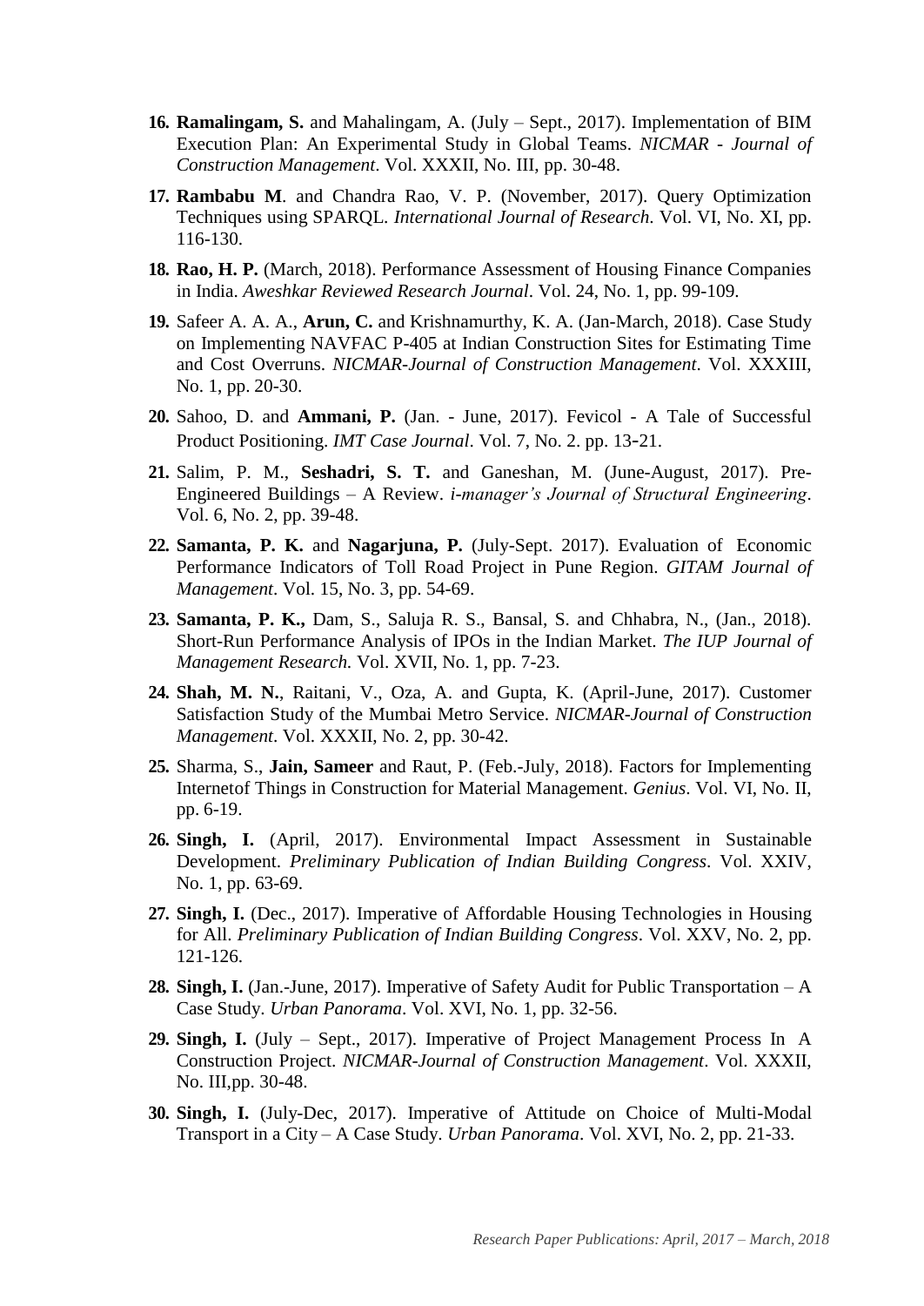16. **Ramalingam, S.** and Mahalingam, A. (July – Sept., 2017). Implementation of BIM Execution Plan: An Experimental Study in Global Teams. *NICMAR - Journal of Construction Management*. Vol. XXXII, No. III, pp. 30-48.

17. **Rambabu M**. and Chandra Rao, V. P. (November, 2017). Query Optimization Techniques using SPARQL. *International Journal of Research.* Vol. VI, No. XI, pp. 116-130.

18. **Rao, H. P.** (March, 2018). Performance Assessment of Housing Finance Companies in India. *Aweshkar Reviewed Research Journal*. Vol. 24, No. 1, pp. 99-109.

19. Safeer A. A. A., **Arun, C.** and Krishnamurthy, K. A. (Jan-March, 2018). Case Study on Implementing NAVFAC P-405 at Indian Construction Sites for Estimating Time and Cost Overruns. *NICMAR-Journal of Construction Management*. Vol. XXXIII, No. 1, pp. 20-30.

20. Sahoo, D. and **Ammani, P.** (Jan. - June, 2017). Fevicol - A Tale of Successful Product Positioning. *IMT Case Journal*. Vol. 7, No. 2. pp. 13-21.

21. Salim, P. M., **Seshadri, S. T.** and Ganeshan, M. (June-August, 2017). Pre-Engineered Buildings – A Review. *i-manager's Journal of Structural Engineering*. Vol. 6, No. 2, pp. 39-48.

22. **Samanta, P. K.** and **Nagarjuna, P.** (July-Sept. 2017). Evaluation of Economic Performance Indicators of Toll Road Project in Pune Region. *GITAM Journal of Management*. Vol. 15, No. 3, pp. 54-69.

23. **Samanta, P. K.,** Dam, S., Saluja R. S., Bansal, S. and Chhabra, N., (Jan., 2018). Short-Run Performance Analysis of IPOs in the Indian Market. *The IUP Journal of Management Research.* Vol. XVII, No. 1, pp. 7-23.

24. **Shah, M. N.**, Raitani, V., Oza, A. and Gupta, K. (April-June, 2017). Customer Satisfaction Study of the Mumbai Metro Service. *NICMAR-Journal of Construction Management*. Vol. XXXII, No. 2, pp. 30-42.

25. Sharma, S., **Jain, Sameer** and Raut, P. (Feb.-July, 2018). Factors for Implementing Internetof Things in Construction for Material Management. *Genius*. Vol. VI, No. II, pp. 6-19.

26. **Singh, I.** (April, 2017). Environmental Impact Assessment in Sustainable Development. *Preliminary Publication of Indian Building Congress*. Vol. XXIV, No. 1, pp. 63-69.

27. **Singh, I.** (Dec., 2017). Imperative of Affordable Housing Technologies in Housing for All. *Preliminary Publication of Indian Building Congress*. Vol. XXV, No. 2, pp. 121-126.

28. **Singh, I.** (Jan.-June, 2017). Imperative of Safety Audit for Public Transportation – A Case Study. *Urban Panorama*. Vol. XVI, No. 1, pp. 32-56.

29. **Singh, I.** (July – Sept., 2017). Imperative of Project Management Process In A Construction Project. *NICMAR-Journal of Construction Management*. Vol. XXXII, No. III,pp. 30-48.

30. **Singh, I.** (July-Dec, 2017). Imperative of Attitude on Choice of Multi-Modal Transport in a City – A Case Study. *Urban Panorama*. Vol. XVI, No. 2, pp. 21-33.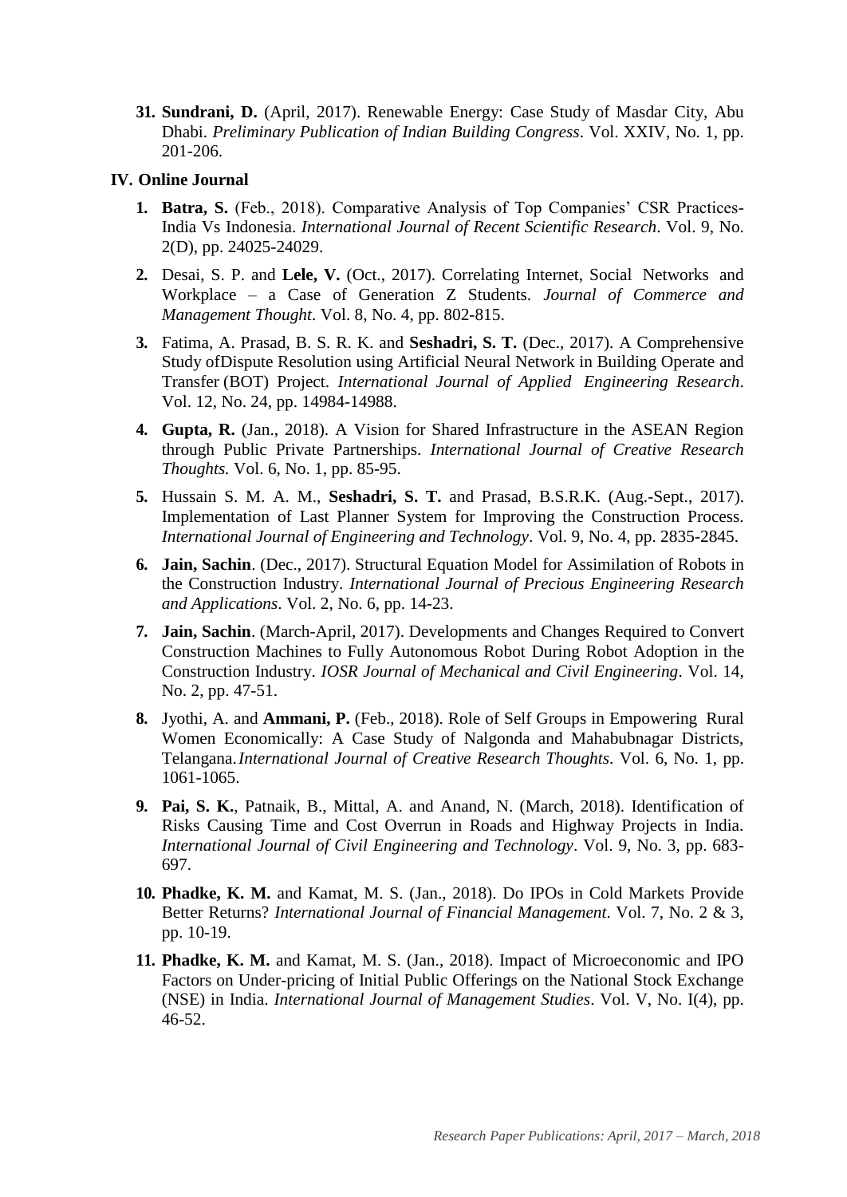31. **Sundrani, D.** (April, 2017). Renewable Energy: Case Study of Masdar City, Abu Dhabi. *Preliminary Publication of Indian Building Congress*. Vol. XXIV, No. 1, pp. 201-206.

## IV. Online Journal

1. **Batra, S.** (Feb., 2018). Comparative Analysis of Top Companies' CSR Practices- India Vs Indonesia. *International Journal of Recent Scientific Research*. Vol. 9, No. 2(D), pp. 24025-24029.

2. Desai, S. P. and **Lele, V.** (Oct., 2017). Correlating Internet, Social Networks and Workplace – a Case of Generation Z Students. *Journal of Commerce and Management Thought*. Vol. 8, No. 4, pp. 802-815.

3. Fatima, A. Prasad, B. S. R. K. and **Seshadri, S. T.** (Dec., 2017). A Comprehensive Study ofDispute Resolution using Artificial Neural Network in Building Operate and Transfer (BOT) Project. *International Journal of Applied Engineering Research*. Vol. 12, No. 24, pp. 14984-14988.

4. **Gupta, R.** (Jan., 2018). A Vision for Shared Infrastructure in the ASEAN Region through Public Private Partnerships. *International Journal of Creative Research Thoughts.* Vol. 6, No. 1, pp. 85-95.

5. Hussain S. M. A. M., **Seshadri, S. T.** and Prasad, B.S.R.K. (Aug.-Sept., 2017). Implementation of Last Planner System for Improving the Construction Process. *International Journal of Engineering and Technology*. Vol. 9, No. 4, pp. 2835-2845.

6. **Jain, Sachin**. (Dec., 2017). Structural Equation Model for Assimilation of Robots in the Construction Industry. *International Journal of Precious Engineering Research and Applications*. Vol. 2, No. 6, pp. 14-23.

7. **Jain, Sachin**. (March-April, 2017). Developments and Changes Required to Convert Construction Machines to Fully Autonomous Robot During Robot Adoption in the Construction Industry. *IOSR Journal of Mechanical and Civil Engineering*. Vol. 14, No. 2, pp. 47-51.

8. Jyothi, A. and **Ammani, P.** (Feb., 2018). Role of Self Groups in Empowering Rural Women Economically: A Case Study of Nalgonda and Mahabubnagar Districts, Telangana.*International Journal of Creative Research Thoughts*. Vol. 6, No. 1, pp. 1061-1065.

9. **Pai, S. K.**, Patnaik, B., Mittal, A. and Anand, N. (March, 2018). Identification of Risks Causing Time and Cost Overrun in Roads and Highway Projects in India. *International Journal of Civil Engineering and Technology*. Vol. 9, No. 3, pp. 683-697.

10. **Phadke, K. M.** and Kamat, M. S. (Jan., 2018). Do IPOs in Cold Markets Provide Better Returns? *International Journal of Financial Management*. Vol. 7, No. 2 & 3, pp. 10-19.

11. **Phadke, K. M.** and Kamat, M. S. (Jan., 2018). Impact of Microeconomic and IPO Factors on Under-pricing of Initial Public Offerings on the National Stock Exchange (NSE) in India. *International Journal of Management Studies*. Vol. V, No. I(4), pp. 46-52.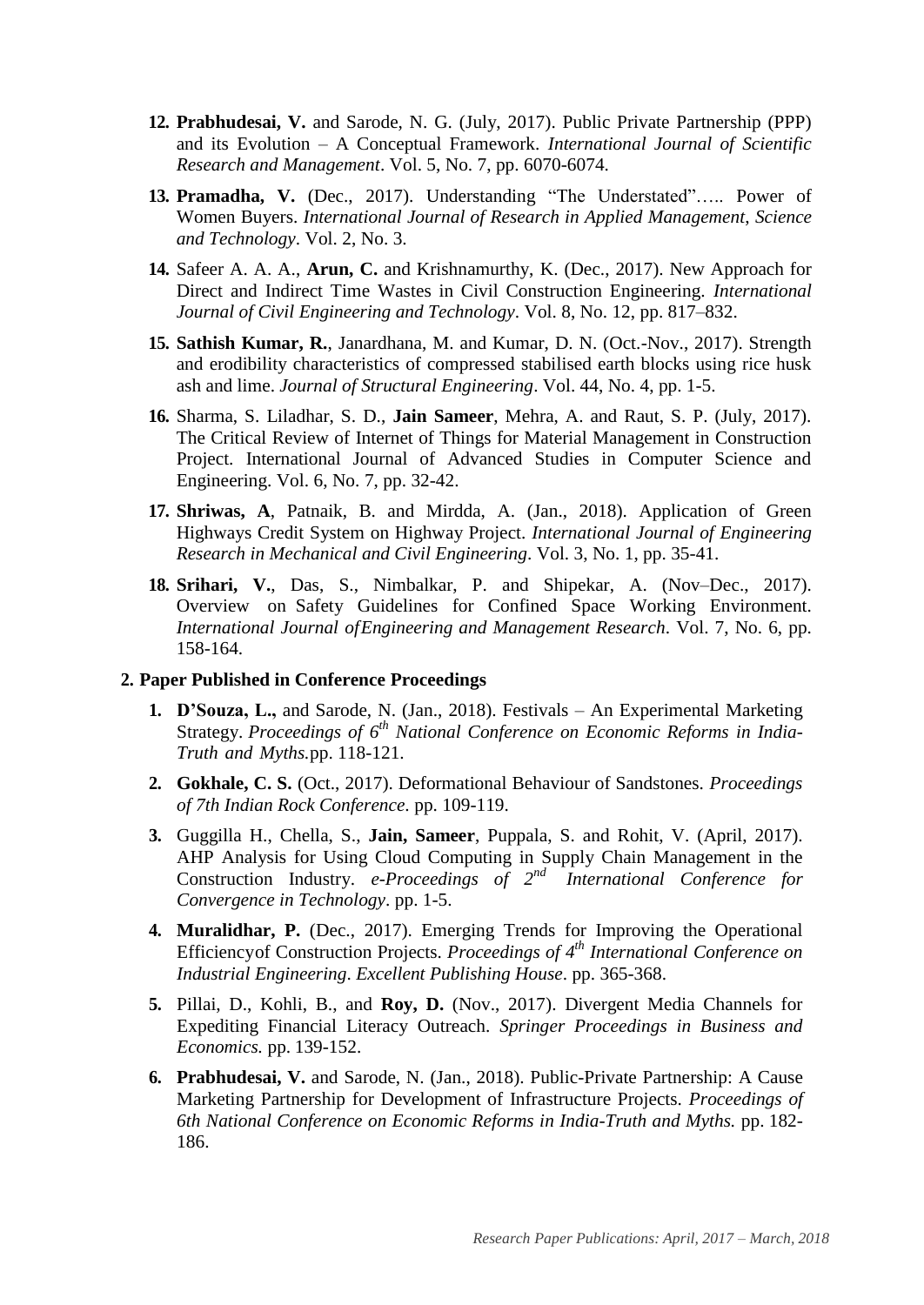12. **Prabhudesai, V.** and Sarode, N. G. (July, 2017). Public Private Partnership (PPP) and its Evolution – A Conceptual Framework. *International Journal of Scientific Research and Management*. Vol. 5, No. 7, pp. 6070-6074.

13. **Pramadha, V.** (Dec., 2017). Understanding "The Understated"….. Power of Women Buyers. *International Journal of Research in Applied Management, Science and Technology*. Vol. 2, No. 3.

14. Safeer A. A. A., **Arun, C.** and Krishnamurthy, K. (Dec., 2017). New Approach for Direct and Indirect Time Wastes in Civil Construction Engineering. *International Journal of Civil Engineering and Technology*. Vol. 8, No. 12, pp. 817–832.

15. **Sathish Kumar, R.**, Janardhana, M. and Kumar, D. N. (Oct.-Nov., 2017). Strength and erodibility characteristics of compressed stabilised earth blocks using rice husk ash and lime. *Journal of Structural Engineering*. Vol. 44, No. 4, pp. 1-5.

16. Sharma, S. Liladhar, S. D., **Jain Sameer**, Mehra, A. and Raut, S. P. (July, 2017). The Critical Review of Internet of Things for Material Management in Construction Project. International Journal of Advanced Studies in Computer Science and Engineering. Vol. 6, No. 7, pp. 32-42.

17. **Shriwas, A**, Patnaik, B. and Mirdda, A. (Jan., 2018). Application of Green Highways Credit System on Highway Project. *International Journal of Engineering Research in Mechanical and Civil Engineering*. Vol. 3, No. 1, pp. 35-41.

18. **Srihari, V.**, Das, S., Nimbalkar, P. and Shipekar, A. (Nov–Dec., 2017). Overview on Safety Guidelines for Confined Space Working Environment. *International Journal ofEngineering and Management Research*. Vol. 7, No. 6, pp. 158-164.

**2. Paper Published in Conference Proceedings**

1. **D'Souza, L.,** and Sarode, N. (Jan., 2018). Festivals – An Experimental Marketing Strategy. *Proceedings of 6th National Conference on Economic Reforms in India-Truth and Myths.*pp. 118-121.

2. **Gokhale, C. S.** (Oct., 2017). Deformational Behaviour of Sandstones. *Proceedings of 7th Indian Rock Conference*. pp. 109-119.

3. Guggilla H., Chella, S., **Jain, Sameer**, Puppala, S. and Rohit, V. (April, 2017). AHP Analysis for Using Cloud Computing in Supply Chain Management in the Construction Industry. *e-Proceedings of 2nd International Conference for Convergence in Technology*. pp. 1-5.

4. **Muralidhar, P.** (Dec., 2017). Emerging Trends for Improving the Operational Efficiencyof Construction Projects. *Proceedings of 4th International Conference on Industrial Engineering*. *Excellent Publishing House*. pp. 365-368.

5. Pillai, D., Kohli, B., and **Roy, D.** (Nov., 2017). Divergent Media Channels for Expediting Financial Literacy Outreach. *Springer Proceedings in Business and Economics.* pp. 139-152.

6. **Prabhudesai, V.** and Sarode, N. (Jan., 2018). Public-Private Partnership: A Cause Marketing Partnership for Development of Infrastructure Projects. *Proceedings of 6th National Conference on Economic Reforms in India-Truth and Myths.* pp. 182-186.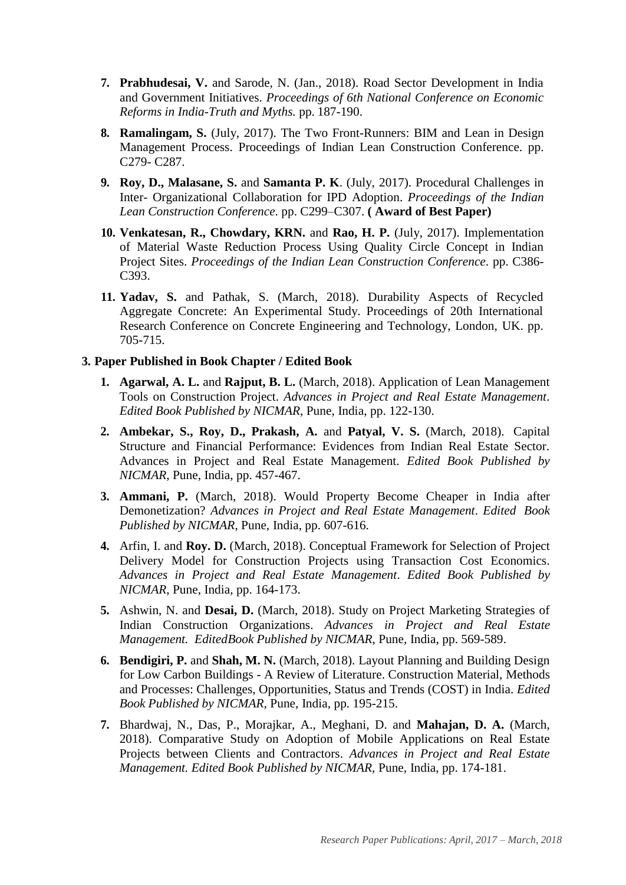7. **Prabhudesai, V.** and Sarode, N. (Jan., 2018). Road Sector Development in India and Government Initiatives. *Proceedings of 6th National Conference on Economic Reforms in India-Truth and Myths.* pp. 187-190.

8. **Ramalingam, S.** (July, 2017). The Two Front-Runners: BIM and Lean in Design Management Process. Proceedings of Indian Lean Construction Conference. pp. C279- C287.

9. **Roy, D., Malasane, S.** and **Samanta P. K**. (July, 2017). Procedural Challenges in Inter- Organizational Collaboration for IPD Adoption. *Proceedings of the Indian Lean Construction Conference*. pp. C299–C307. **( Award of Best Paper)**

10. **Venkatesan, R., Chowdary, KRN.** and **Rao, H. P.** (July, 2017). Implementation of Material Waste Reduction Process Using Quality Circle Concept in Indian Project Sites. *Proceedings of the Indian Lean Construction Conference*. pp. C386- C393.

11. **Yadav, S.** and Pathak, S. (March, 2018). Durability Aspects of Recycled Aggregate Concrete: An Experimental Study. Proceedings of 20th International Research Conference on Concrete Engineering and Technology, London, UK. pp. 705-715.

**3. Paper Published in Book Chapter / Edited Book**

1. **Agarwal, A. L.** and **Rajput, B. L.** (March, 2018). Application of Lean Management Tools on Construction Project. *Advances in Project and Real Estate Management*. *Edited Book Published by NICMAR*, Pune, India, pp. 122-130.

2. **Ambekar, S., Roy, D., Prakash, A.** and **Patyal, V. S.** (March, 2018). Capital Structure and Financial Performance: Evidences from Indian Real Estate Sector. Advances in Project and Real Estate Management. *Edited Book Published by NICMAR*, Pune, India, pp. 457-467.

3. **Ammani, P.** (March, 2018). Would Property Become Cheaper in India after Demonetization? *Advances in Project and Real Estate Management*. *Edited Book Published by NICMAR*, Pune, India, pp. 607-616.

4. Arfin, I. and **Roy. D.** (March, 2018). Conceptual Framework for Selection of Project Delivery Model for Construction Projects using Transaction Cost Economics. *Advances in Project and Real Estate Management*. *Edited Book Published by NICMAR*, Pune, India, pp. 164-173.

5. Ashwin, N. and **Desai, D.** (March, 2018). Study on Project Marketing Strategies of Indian Construction Organizations. *Advances in Project and Real Estate Management. EditedBook Published by NICMAR*, Pune, India, pp. 569-589.

6. **Bendigiri, P.** and **Shah, M. N.** (March, 2018). Layout Planning and Building Design for Low Carbon Buildings - A Review of Literature. Construction Material, Methods and Processes: Challenges, Opportunities, Status and Trends (COST) in India. *Edited Book Published by NICMAR*, Pune, India, pp. 195-215.

7. Bhardwaj, N., Das, P., Morajkar, A., Meghani, D. and **Mahajan, D. A.** (March, 2018). Comparative Study on Adoption of Mobile Applications on Real Estate Projects between Clients and Contractors. *Advances in Project and Real Estate Management. Edited Book Published by NICMAR*, Pune, India, pp. 174-181.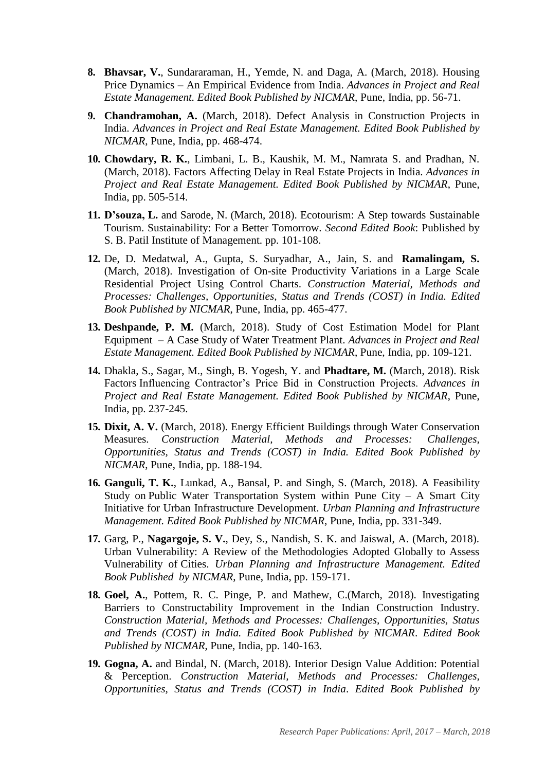8. **Bhavsar, V.**, Sundararaman, H., Yemde, N. and Daga, A. (March, 2018). Housing Price Dynamics – An Empirical Evidence from India. *Advances in Project and Real Estate Management. Edited Book Published by NICMAR*, Pune, India, pp. 56-71.

9. **Chandramohan, A.** (March, 2018). Defect Analysis in Construction Projects in India. *Advances in Project and Real Estate Management. Edited Book Published by NICMAR*, Pune, India, pp. 468-474.

10. **Chowdary, R. K.**, Limbani, L. B., Kaushik, M. M., Namrata S. and Pradhan, N. (March, 2018). Factors Affecting Delay in Real Estate Projects in India. *Advances in Project and Real Estate Management. Edited Book Published by NICMAR*, Pune, India, pp. 505-514.

11. **D'souza, L.** and Sarode, N. (March, 2018). Ecotourism: A Step towards Sustainable Tourism. Sustainability: For a Better Tomorrow. *Second Edited Book*: Published by S. B. Patil Institute of Management. pp. 101-108.

12. De, D. Medatwal, A., Gupta, S. Suryadhar, A., Jain, S. and **Ramalingam, S.** (March, 2018). Investigation of On-site Productivity Variations in a Large Scale Residential Project Using Control Charts. *Construction Material, Methods and Processes: Challenges, Opportunities, Status and Trends (COST) in India. Edited Book Published by NICMAR*, Pune, India, pp. 465-477.

13. **Deshpande, P. M.** (March, 2018). Study of Cost Estimation Model for Plant Equipment – A Case Study of Water Treatment Plant. *Advances in Project and Real Estate Management. Edited Book Published by NICMAR*, Pune, India, pp. 109-121.

14. Dhakla, S., Sagar, M., Singh, B. Yogesh, Y. and **Phadtare, M.** (March, 2018). Risk Factors Influencing Contractor's Price Bid in Construction Projects. *Advances in Project and Real Estate Management. Edited Book Published by NICMAR*, Pune, India, pp. 237-245.

15. **Dixit, A. V.** (March, 2018). Energy Efficient Buildings through Water Conservation Measures. *Construction Material, Methods and Processes: Challenges, Opportunities, Status and Trends (COST) in India. Edited Book Published by NICMAR*, Pune, India, pp. 188-194.

16. **Ganguli, T. K.**, Lunkad, A., Bansal, P. and Singh, S. (March, 2018). A Feasibility Study on Public Water Transportation System within Pune City – A Smart City Initiative for Urban Infrastructure Development. *Urban Planning and Infrastructure Management. Edited Book Published by NICMAR*, Pune, India, pp. 331-349.

17. Garg, P., **Nagargoje, S. V.**, Dey, S., Nandish, S. K. and Jaiswal, A. (March, 2018). Urban Vulnerability: A Review of the Methodologies Adopted Globally to Assess Vulnerability of Cities. *Urban Planning and Infrastructure Management. Edited Book Published by NICMAR*, Pune, India, pp. 159-171.

18. **Goel, A.**, Pottem, R. C. Pinge, P. and Mathew, C.(March, 2018). Investigating Barriers to Constructability Improvement in the Indian Construction Industry. *Construction Material, Methods and Processes: Challenges, Opportunities, Status and Trends (COST) in India. Edited Book Published by NICMAR*. *Edited Book Published by NICMAR*, Pune, India, pp. 140-163.

19. **Gogna, A.** and Bindal, N. (March, 2018). Interior Design Value Addition: Potential & Perception. *Construction Material, Methods and Processes: Challenges, Opportunities, Status and Trends (COST) in India*. *Edited Book Published by*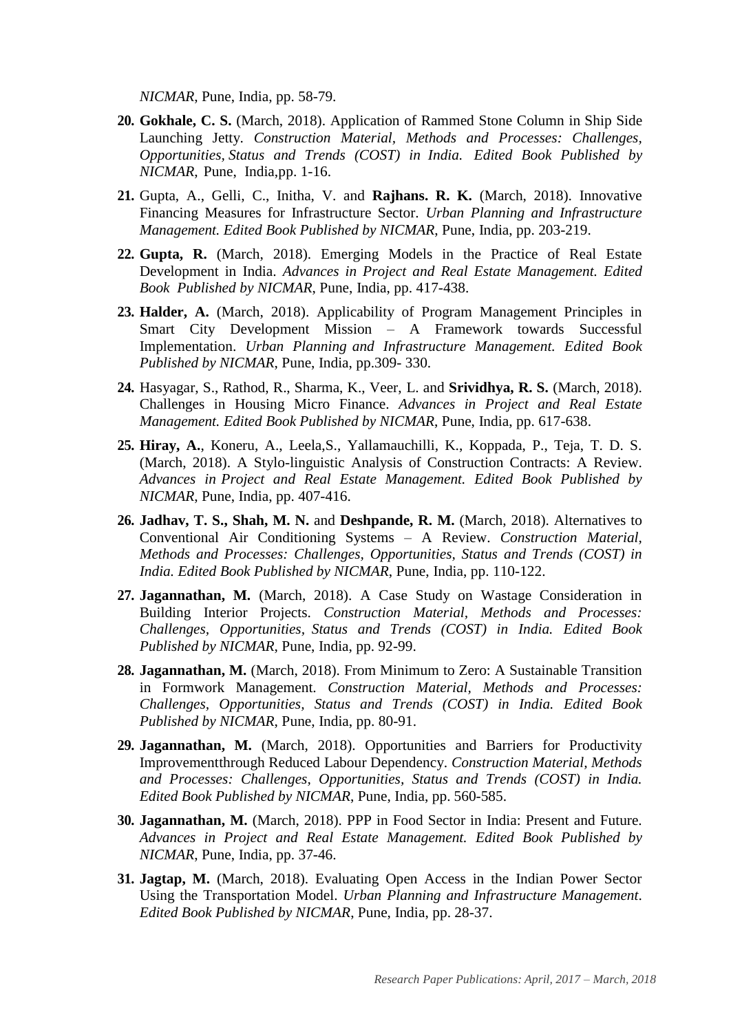*NICMAR*, Pune, India, pp. 58-79.

20. **Gokhale, C. S.** (March, 2018). Application of Rammed Stone Column in Ship Side Launching Jetty. *Construction Material, Methods and Processes: Challenges, Opportunities, Status and Trends (COST) in India. Edited Book Published by NICMAR*, Pune, India,pp. 1-16.

21. Gupta, A., Gelli, C., Initha, V. and **Rajhans. R. K.** (March, 2018). Innovative Financing Measures for Infrastructure Sector. *Urban Planning and Infrastructure Management. Edited Book Published by NICMAR*, Pune, India, pp. 203-219.

22. **Gupta, R.** (March, 2018). Emerging Models in the Practice of Real Estate Development in India. *Advances in Project and Real Estate Management. Edited Book Published by NICMAR*, Pune, India, pp. 417-438.

23. **Halder, A.** (March, 2018). Applicability of Program Management Principles in Smart City Development Mission – A Framework towards Successful Implementation. *Urban Planning and Infrastructure Management. Edited Book Published by NICMAR*, Pune, India, pp.309- 330.

24. Hasyagar, S., Rathod, R., Sharma, K., Veer, L. and **Srividhya, R. S.** (March, 2018). Challenges in Housing Micro Finance. *Advances in Project and Real Estate Management. Edited Book Published by NICMAR*, Pune, India, pp. 617-638.

25. **Hiray, A.**, Koneru, A., Leela,S., Yallamauchilli, K., Koppada, P., Teja, T. D. S. (March, 2018). A Stylo-linguistic Analysis of Construction Contracts: A Review. *Advances in Project and Real Estate Management. Edited Book Published by NICMAR*, Pune, India, pp. 407-416.

26. **Jadhav, T. S., Shah, M. N.** and **Deshpande, R. M.** (March, 2018). Alternatives to Conventional Air Conditioning Systems – A Review. *Construction Material, Methods and Processes: Challenges, Opportunities, Status and Trends (COST) in India. Edited Book Published by NICMAR*, Pune, India, pp. 110-122.

27. **Jagannathan, M.** (March, 2018). A Case Study on Wastage Consideration in Building Interior Projects. *Construction Material, Methods and Processes: Challenges, Opportunities, Status and Trends (COST) in India. Edited Book Published by NICMAR*, Pune, India, pp. 92-99.

28. **Jagannathan, M.** (March, 2018). From Minimum to Zero: A Sustainable Transition in Formwork Management. *Construction Material, Methods and Processes: Challenges, Opportunities, Status and Trends (COST) in India. Edited Book Published by NICMAR*, Pune, India, pp. 80-91.

29. **Jagannathan, M.** (March, 2018). Opportunities and Barriers for Productivity Improvementthrough Reduced Labour Dependency. *Construction Material, Methods and Processes: Challenges, Opportunities, Status and Trends (COST) in India. Edited Book Published by NICMAR*, Pune, India, pp. 560-585.

30. **Jagannathan, M.** (March, 2018). PPP in Food Sector in India: Present and Future. *Advances in Project and Real Estate Management. Edited Book Published by NICMAR*, Pune, India, pp. 37-46.

31. **Jagtap, M.** (March, 2018). Evaluating Open Access in the Indian Power Sector Using the Transportation Model. *Urban Planning and Infrastructure Management. Edited Book Published by NICMAR*, Pune, India, pp. 28-37.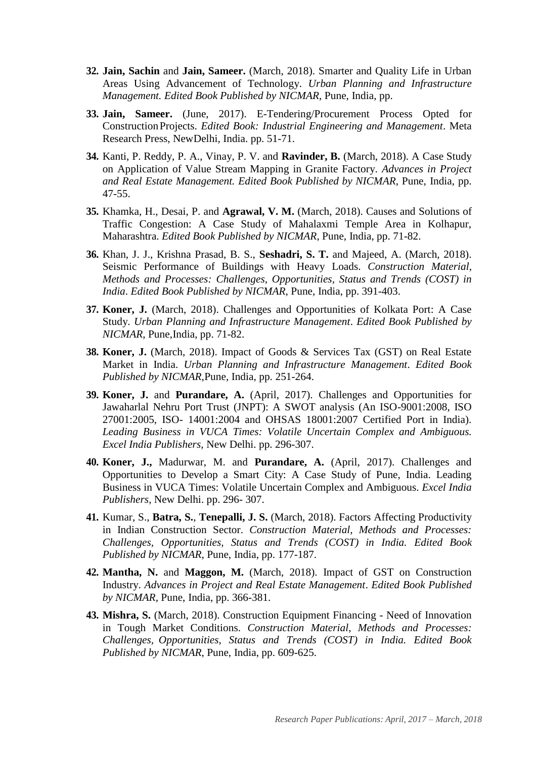32. **Jain, Sachin** and **Jain, Sameer.** (March, 2018). Smarter and Quality Life in Urban Areas Using Advancement of Technology. *Urban Planning and Infrastructure Management. Edited Book Published by NICMAR*, Pune, India, pp.

33. **Jain, Sameer.** (June, 2017). E-Tendering/Procurement Process Opted for Construction Projects. *Edited Book: Industrial Engineering and Management*. Meta Research Press, NewDelhi, India. pp. 51-71.

34. Kanti, P. Reddy, P. A., Vinay, P. V. and **Ravinder, B.** (March, 2018). A Case Study on Application of Value Stream Mapping in Granite Factory. *Advances in Project and Real Estate Management. Edited Book Published by NICMAR*, Pune, India, pp. 47-55.

35. Khamka, H., Desai, P. and **Agrawal, V. M.** (March, 2018). Causes and Solutions of Traffic Congestion: A Case Study of Mahalaxmi Temple Area in Kolhapur, Maharashtra. *Edited Book Published by NICMAR*, Pune, India, pp. 71-82.

36. Khan, J. J., Krishna Prasad, B. S., **Seshadri, S. T.** and Majeed, A. (March, 2018). Seismic Performance of Buildings with Heavy Loads. *Construction Material, Methods and Processes: Challenges, Opportunities, Status and Trends (COST) in India*. *Edited Book Published by NICMAR*, Pune, India, pp. 391-403.

37. **Koner, J.** (March, 2018). Challenges and Opportunities of Kolkata Port: A Case Study. *Urban Planning and Infrastructure Management*. *Edited Book Published by NICMAR*, Pune,India, pp. 71-82.

38. **Koner, J.** (March, 2018). Impact of Goods & Services Tax (GST) on Real Estate Market in India. *Urban Planning and Infrastructure Management*. *Edited Book Published by NICMAR*,Pune, India, pp. 251-264.

39. **Koner, J.** and **Purandare, A.** (April, 2017). Challenges and Opportunities for Jawaharlal Nehru Port Trust (JNPT): A SWOT analysis (An ISO-9001:2008, ISO 27001:2005, ISO- 14001:2004 and OHSAS 18001:2007 Certified Port in India). *Leading Business in VUCA Times: Volatile Uncertain Complex and Ambiguous. Excel India Publishers*, New Delhi. pp. 296-307.

40. **Koner, J.,** Madurwar, M. and **Purandare, A.** (April, 2017). Challenges and Opportunities to Develop a Smart City: A Case Study of Pune, India. Leading Business in VUCA Times: Volatile Uncertain Complex and Ambiguous. *Excel India Publishers*, New Delhi. pp. 296- 307.

41. Kumar, S., **Batra, S.**, **Tenepalli, J. S.** (March, 2018). Factors Affecting Productivity in Indian Construction Sector. *Construction Material, Methods and Processes: Challenges, Opportunities, Status and Trends (COST) in India. Edited Book Published by NICMAR*, Pune, India, pp. 177-187.

42. **Mantha, N.** and **Maggon, M.** (March, 2018). Impact of GST on Construction Industry. *Advances in Project and Real Estate Management*. *Edited Book Published by NICMAR*, Pune, India, pp. 366-381.

43. **Mishra, S.** (March, 2018). Construction Equipment Financing - Need of Innovation in Tough Market Conditions. *Construction Material, Methods and Processes: Challenges, Opportunities, Status and Trends (COST) in India. Edited Book Published by NICMAR*, Pune, India, pp. 609-625.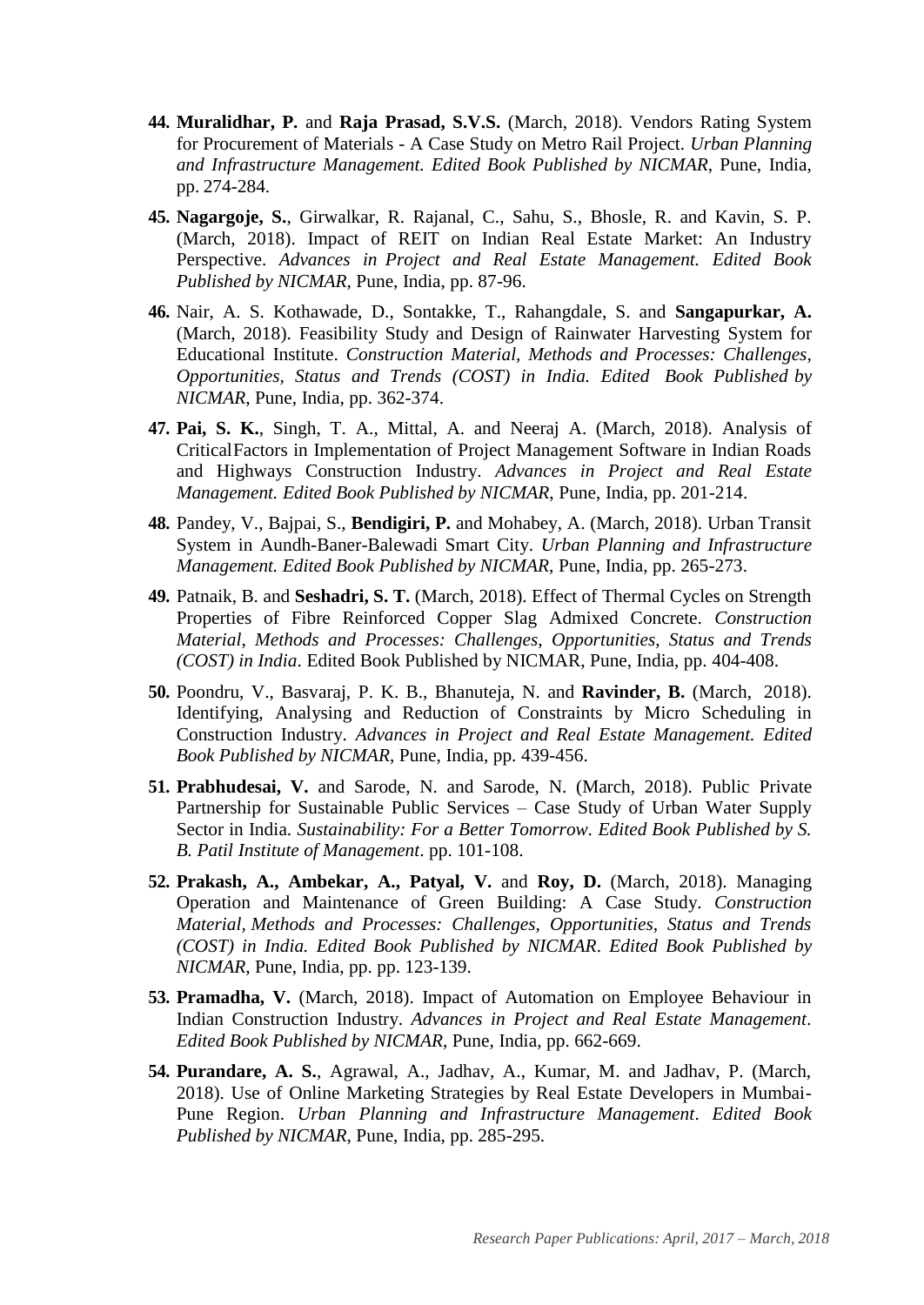44. **Muralidhar, P.** and **Raja Prasad, S.V.S.** (March, 2018). Vendors Rating System for Procurement of Materials - A Case Study on Metro Rail Project. *Urban Planning and Infrastructure Management. Edited Book Published by NICMAR*, Pune, India, pp. 274-284.

45. **Nagargoje, S.**, Girwalkar, R. Rajanal, C., Sahu, S., Bhosle, R. and Kavin, S. P. (March, 2018). Impact of REIT on Indian Real Estate Market: An Industry Perspective. *Advances in Project and Real Estate Management. Edited Book Published by NICMAR*, Pune, India, pp. 87-96.

46. Nair, A. S. Kothawade, D., Sontakke, T., Rahangdale, S. and **Sangapurkar, A.** (March, 2018). Feasibility Study and Design of Rainwater Harvesting System for Educational Institute. *Construction Material, Methods and Processes: Challenges, Opportunities, Status and Trends (COST) in India. Edited Book Published by NICMAR*, Pune, India, pp. 362-374.

47. **Pai, S. K.**, Singh, T. A., Mittal, A. and Neeraj A. (March, 2018). Analysis of CriticalFactors in Implementation of Project Management Software in Indian Roads and Highways Construction Industry. *Advances in Project and Real Estate Management. Edited Book Published by NICMAR*, Pune, India, pp. 201-214.

48. Pandey, V., Bajpai, S., **Bendigiri, P.** and Mohabey, A. (March, 2018). Urban Transit System in Aundh-Baner-Balewadi Smart City. *Urban Planning and Infrastructure Management. Edited Book Published by NICMAR*, Pune, India, pp. 265-273.

49. Patnaik, B. and **Seshadri, S. T.** (March, 2018). Effect of Thermal Cycles on Strength Properties of Fibre Reinforced Copper Slag Admixed Concrete. *Construction Material, Methods and Processes: Challenges, Opportunities, Status and Trends (COST) in India*. Edited Book Published by NICMAR, Pune, India, pp. 404-408.

50. Poondru, V., Basvaraj, P. K. B., Bhanuteja, N. and **Ravinder, B.** (March, 2018). Identifying, Analysing and Reduction of Constraints by Micro Scheduling in Construction Industry. *Advances in Project and Real Estate Management. Edited Book Published by NICMAR*, Pune, India, pp. 439-456.

51. **Prabhudesai, V.** and Sarode, N. and Sarode, N. (March, 2018). Public Private Partnership for Sustainable Public Services – Case Study of Urban Water Supply Sector in India. *Sustainability: For a Better Tomorrow. Edited Book Published by S. B. Patil Institute of Management*. pp. 101-108.

52. **Prakash, A., Ambekar, A., Patyal, V.** and **Roy, D.** (March, 2018). Managing Operation and Maintenance of Green Building: A Case Study. *Construction Material, Methods and Processes: Challenges, Opportunities, Status and Trends (COST) in India. Edited Book Published by NICMAR*. *Edited Book Published by NICMAR*, Pune, India, pp. pp. 123-139.

53. **Pramadha, V.** (March, 2018). Impact of Automation on Employee Behaviour in Indian Construction Industry. *Advances in Project and Real Estate Management*. *Edited Book Published by NICMAR*, Pune, India, pp. 662-669.

54. **Purandare, A. S.**, Agrawal, A., Jadhav, A., Kumar, M. and Jadhav, P. (March, 2018). Use of Online Marketing Strategies by Real Estate Developers in Mumbai-Pune Region. *Urban Planning and Infrastructure Management*. *Edited Book Published by NICMAR*, Pune, India, pp. 285-295.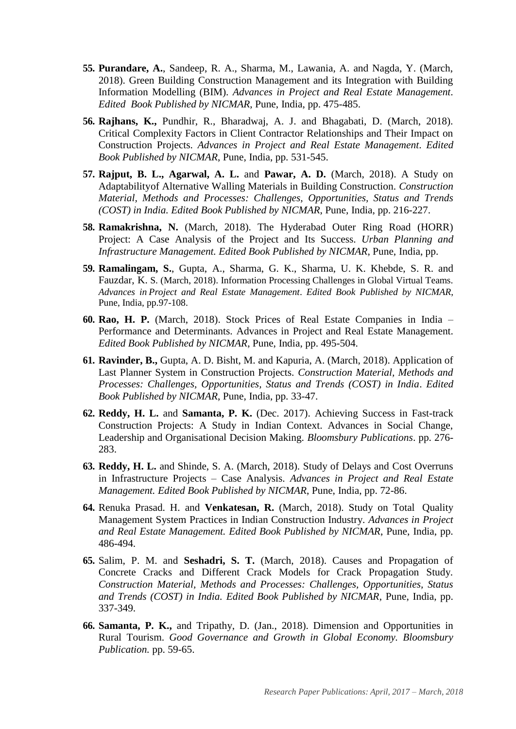55. **Purandare, A.**, Sandeep, R. A., Sharma, M., Lawania, A. and Nagda, Y. (March, 2018). Green Building Construction Management and its Integration with Building Information Modelling (BIM). *Advances in Project and Real Estate Management*. *Edited Book Published by NICMAR*, Pune, India, pp. 475-485.

56. **Rajhans, K.,** Pundhir, R., Bharadwaj, A. J. and Bhagabati, D. (March, 2018). Critical Complexity Factors in Client Contractor Relationships and Their Impact on Construction Projects. *Advances in Project and Real Estate Management*. *Edited Book Published by NICMAR*, Pune, India, pp. 531-545.

57. **Rajput, B. L., Agarwal, A. L.** and **Pawar, A. D.** (March, 2018). A Study on Adaptabilityof Alternative Walling Materials in Building Construction. *Construction Material, Methods and Processes: Challenges, Opportunities, Status and Trends (COST) in India. Edited Book Published by NICMAR*, Pune, India, pp. 216-227.

58. **Ramakrishna, N.** (March, 2018). The Hyderabad Outer Ring Road (HORR) Project: A Case Analysis of the Project and Its Success. *Urban Planning and Infrastructure Management. Edited Book Published by NICMAR*, Pune, India, pp.

59. **Ramalingam, S.**, Gupta, A., Sharma, G. K., Sharma, U. K. Khebde, S. R. and Fauzdar, K. S. (March, 2018). Information Processing Challenges in Global Virtual Teams. *Advances in Project and Real Estate Management*. *Edited Book Published by NICMAR*, Pune, India, pp.97-108.

60. **Rao, H. P.** (March, 2018). Stock Prices of Real Estate Companies in India – Performance and Determinants. Advances in Project and Real Estate Management. *Edited Book Published by NICMAR*, Pune, India, pp. 495-504.

61. **Ravinder, B.,** Gupta, A. D. Bisht, M. and Kapuria, A. (March, 2018). Application of Last Planner System in Construction Projects. *Construction Material, Methods and Processes: Challenges, Opportunities, Status and Trends (COST) in India*. *Edited Book Published by NICMAR*, Pune, India, pp. 33-47.

62. **Reddy, H. L.** and **Samanta, P. K.** (Dec. 2017). Achieving Success in Fast-track Construction Projects: A Study in Indian Context. Advances in Social Change, Leadership and Organisational Decision Making. *Bloomsbury Publications*. pp. 276-283.

63. **Reddy, H. L.** and Shinde, S. A. (March, 2018). Study of Delays and Cost Overruns in Infrastructure Projects – Case Analysis. *Advances in Project and Real Estate Management. Edited Book Published by NICMAR*, Pune, India, pp. 72-86.

64. Renuka Prasad. H. and **Venkatesan, R.** (March, 2018). Study on Total Quality Management System Practices in Indian Construction Industry. *Advances in Project and Real Estate Management. Edited Book Published by NICMAR*, Pune, India, pp. 486-494.

65. Salim, P. M. and **Seshadri, S. T.** (March, 2018). Causes and Propagation of Concrete Cracks and Different Crack Models for Crack Propagation Study. *Construction Material, Methods and Processes: Challenges, Opportunities, Status and Trends (COST) in India. Edited Book Published by NICMAR*, Pune, India, pp. 337-349.

66. **Samanta, P. K.,** and Tripathy, D. (Jan., 2018). Dimension and Opportunities in Rural Tourism. *Good Governance and Growth in Global Economy. Bloomsbury Publication.* pp. 59-65.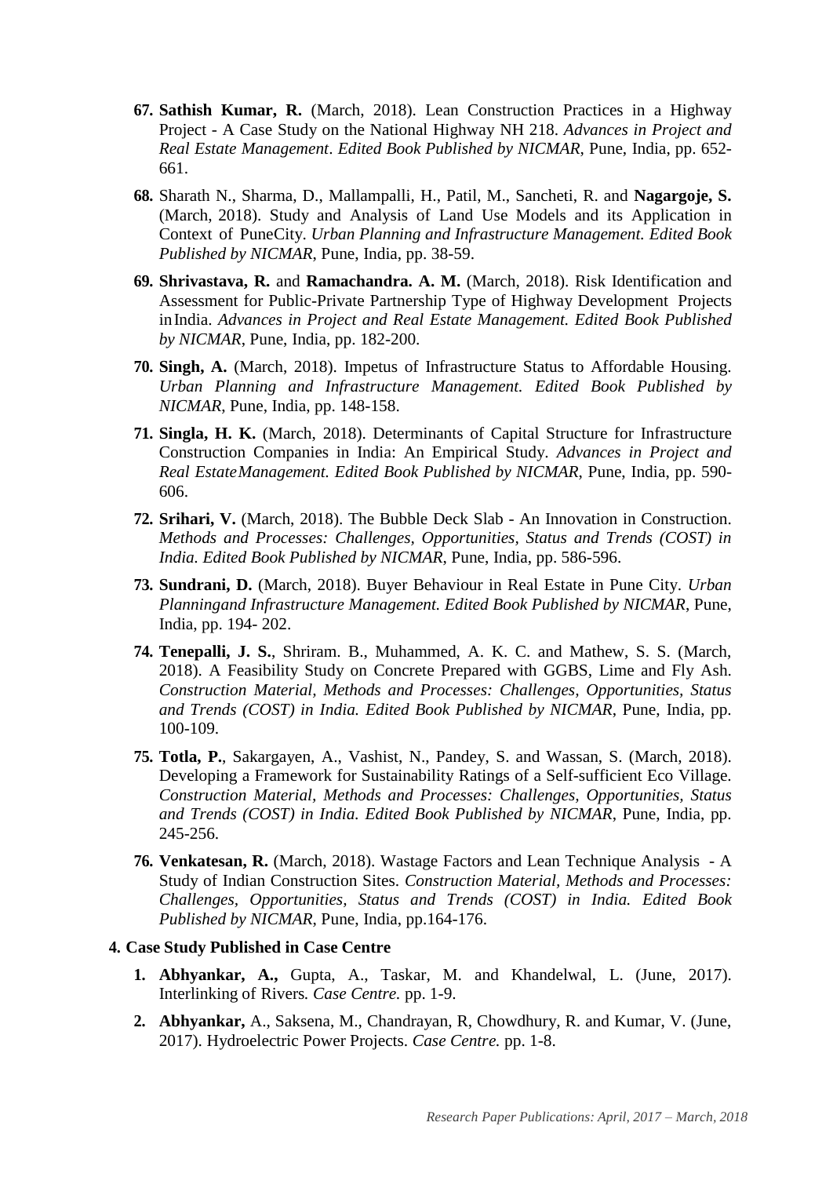67. **Sathish Kumar, R.** (March, 2018). Lean Construction Practices in a Highway Project - A Case Study on the National Highway NH 218. *Advances in Project and Real Estate Management*. *Edited Book Published by NICMAR*, Pune, India, pp. 652-661.

68. Sharath N., Sharma, D., Mallampalli, H., Patil, M., Sancheti, R. and **Nagargoje, S.** (March, 2018). Study and Analysis of Land Use Models and its Application in Context of PuneCity. *Urban Planning and Infrastructure Management. Edited Book Published by NICMAR*, Pune, India, pp. 38-59.

69. **Shrivastava, R.** and **Ramachandra. A. M.** (March, 2018). Risk Identification and Assessment for Public-Private Partnership Type of Highway Development Projects in India. *Advances in Project and Real Estate Management. Edited Book Published by NICMAR*, Pune, India, pp. 182-200.

70. **Singh, A.** (March, 2018). Impetus of Infrastructure Status to Affordable Housing. *Urban Planning and Infrastructure Management. Edited Book Published by NICMAR*, Pune, India, pp. 148-158.

71. **Singla, H. K.** (March, 2018). Determinants of Capital Structure for Infrastructure Construction Companies in India: An Empirical Study. *Advances in Project and Real EstateManagement. Edited Book Published by NICMAR*, Pune, India, pp. 590-606.

72. **Srihari, V.** (March, 2018). The Bubble Deck Slab - An Innovation in Construction. *Methods and Processes: Challenges, Opportunities, Status and Trends (COST) in India. Edited Book Published by NICMAR*, Pune, India, pp. 586-596.

73. **Sundrani, D.** (March, 2018). Buyer Behaviour in Real Estate in Pune City. *Urban Planningand Infrastructure Management. Edited Book Published by NICMAR*, Pune, India, pp. 194- 202.

74. **Tenepalli, J. S.**, Shriram. B., Muhammed, A. K. C. and Mathew, S. S. (March, 2018). A Feasibility Study on Concrete Prepared with GGBS, Lime and Fly Ash. *Construction Material, Methods and Processes: Challenges, Opportunities, Status and Trends (COST) in India. Edited Book Published by NICMAR*, Pune, India, pp. 100-109.

75. **Totla, P.**, Sakargayen, A., Vashist, N., Pandey, S. and Wassan, S. (March, 2018). Developing a Framework for Sustainability Ratings of a Self-sufficient Eco Village. *Construction Material, Methods and Processes: Challenges, Opportunities, Status and Trends (COST) in India. Edited Book Published by NICMAR*, Pune, India, pp. 245-256.

76. **Venkatesan, R.** (March, 2018). Wastage Factors and Lean Technique Analysis - A Study of Indian Construction Sites. *Construction Material, Methods and Processes: Challenges, Opportunities, Status and Trends (COST) in India. Edited Book Published by NICMAR*, Pune, India, pp.164-176.

**4. Case Study Published in Case Centre**

1. **Abhyankar, A.,** Gupta, A., Taskar, M. and Khandelwal, L. (June, 2017). Interlinking of Rivers. *Case Centre.* pp. 1-9.

2. **Abhyankar,** A., Saksena, M., Chandrayan, R, Chowdhury, R. and Kumar, V. (June, 2017). Hydroelectric Power Projects. *Case Centre.* pp. 1-8.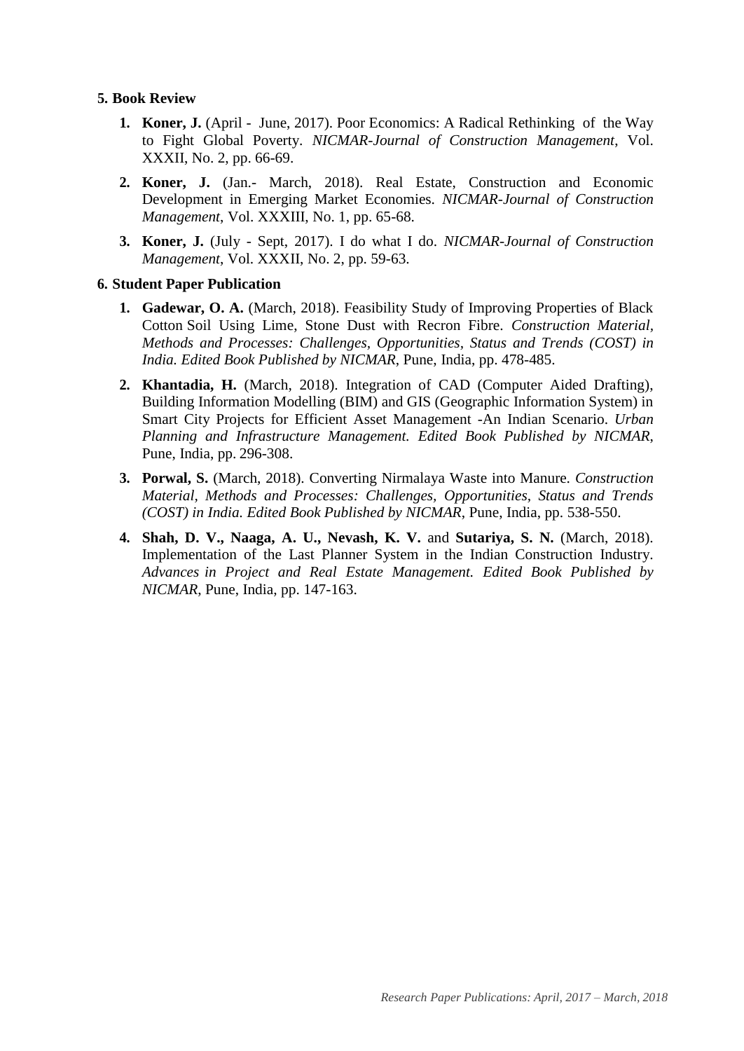**5. Book Review**

1. **Koner, J.** (April - June, 2017). Poor Economics: A Radical Rethinking of the Way to Fight Global Poverty. *NICMAR-Journal of Construction Management*, Vol. XXXII, No. 2, pp. 66-69.
2. **Koner, J.** (Jan.- March, 2018). Real Estate, Construction and Economic Development in Emerging Market Economies. *NICMAR-Journal of Construction Management*, Vol. XXXIII, No. 1, pp. 65-68.
3. **Koner, J.** (July - Sept, 2017). I do what I do. *NICMAR-Journal of Construction Management*, Vol. XXXII, No. 2, pp. 59-63.

**6. Student Paper Publication**

1. **Gadewar, O. A.** (March, 2018). Feasibility Study of Improving Properties of Black Cotton Soil Using Lime, Stone Dust with Recron Fibre. *Construction Material, Methods and Processes: Challenges, Opportunities, Status and Trends (COST) in India. Edited Book Published by NICMAR*, Pune, India, pp. 478-485.
2. **Khantadia, H.** (March, 2018). Integration of CAD (Computer Aided Drafting), Building Information Modelling (BIM) and GIS (Geographic Information System) in Smart City Projects for Efficient Asset Management -An Indian Scenario. *Urban Planning and Infrastructure Management. Edited Book Published by NICMAR*, Pune, India, pp. 296-308.
3. **Porwal, S.** (March, 2018). Converting Nirmalaya Waste into Manure. *Construction Material, Methods and Processes: Challenges, Opportunities, Status and Trends (COST) in India. Edited Book Published by NICMAR*, Pune, India, pp. 538-550.
4. **Shah, D. V., Naaga, A. U., Nevash, K. V.** and **Sutariya, S. N.** (March, 2018). Implementation of the Last Planner System in the Indian Construction Industry. *Advances in Project and Real Estate Management. Edited Book Published by NICMAR*, Pune, India, pp. 147-163.